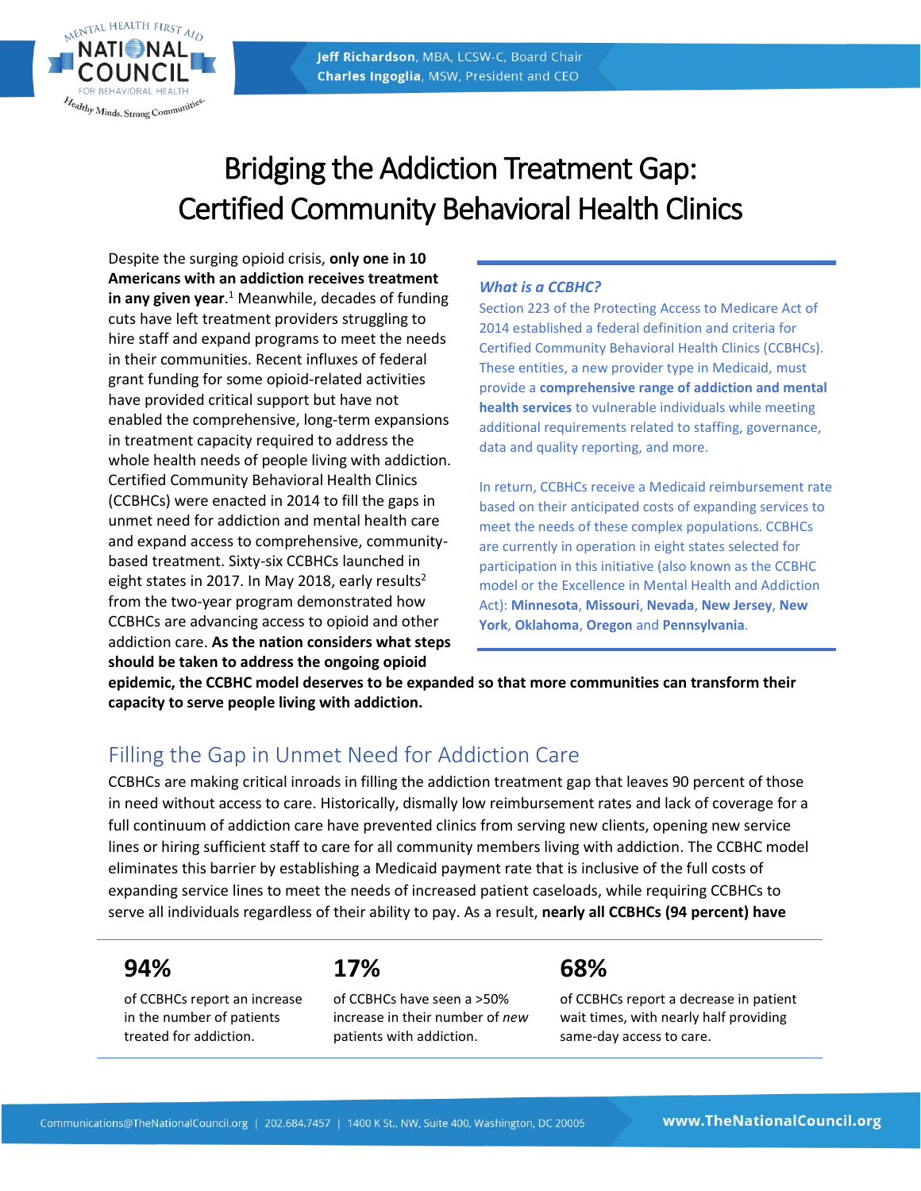Jeff Richardson, MBA, LCSW-C, Board Chair
Charles Ingoglia, MSW, President and CEO

# Bridging the Addiction Treatment Gap: Certified Community Behavioral Health Clinics

Despite the surging opioid crisis, **only one in 10 Americans with an addiction receives treatment in any given year**.[1] Meanwhile, decades of funding cuts have left treatment providers struggling to hire staff and expand programs to meet the needs in their communities. Recent influxes of federal grant funding for some opioid-related activities have provided critical support but have not enabled the comprehensive, long-term expansions in treatment capacity required to address the whole health needs of people living with addiction. Certified Community Behavioral Health Clinics (CCBHCs) were enacted in 2014 to fill the gaps in unmet need for addiction and mental health care and expand access to comprehensive, community-based treatment. Sixty-six CCBHCs launched in eight states in 2017. In May 2018, early results[2] from the two-year program demonstrated how CCBHCs are advancing access to opioid and other addiction care. **As the nation considers what steps should be taken to address the ongoing opioid epidemic, the CCBHC model deserves to be expanded so that more communities can transform their capacity to serve people living with addiction.**

### *What is a CCBHC?*

Section 223 of the Protecting Access to Medicare Act of 2014 established a federal definition and criteria for Certified Community Behavioral Health Clinics (CCBHCs). These entities, a new provider type in Medicaid, must provide a **comprehensive range of addiction and mental health services** to vulnerable individuals while meeting additional requirements related to staffing, governance, data and quality reporting, and more.

In return, CCBHCs receive a Medicaid reimbursement rate based on their anticipated costs of expanding services to meet the needs of these complex populations. CCBHCs are currently in operation in eight states selected for participation in this initiative (also known as the CCBHC model or the Excellence in Mental Health and Addiction Act): **Minnesota**, **Missouri**, **Nevada**, **New Jersey**, **New York**, **Oklahoma**, **Oregon** and **Pennsylvania**.

## Filling the Gap in Unmet Need for Addiction Care

CCBHCs are making critical inroads in filling the addiction treatment gap that leaves 90 percent of those in need without access to care. Historically, dismally low reimbursement rates and lack of coverage for a full continuum of addiction care have prevented clinics from serving new clients, opening new service lines or hiring sufficient staff to care for all community members living with addiction. The CCBHC model eliminates this barrier by establishing a Medicaid payment rate that is inclusive of the full costs of expanding service lines to meet the needs of increased patient caseloads, while requiring CCBHCs to serve all individuals regardless of their ability to pay. As a result, **nearly all CCBHCs (94 percent) have**

**94%**
of CCBHCs report an increase in the number of patients treated for addiction.

**17%**
of CCBHCs have seen a >50% increase in their number of *new* patients with addiction.

**68%**
of CCBHCs report a decrease in patient wait times, with nearly half providing same-day access to care.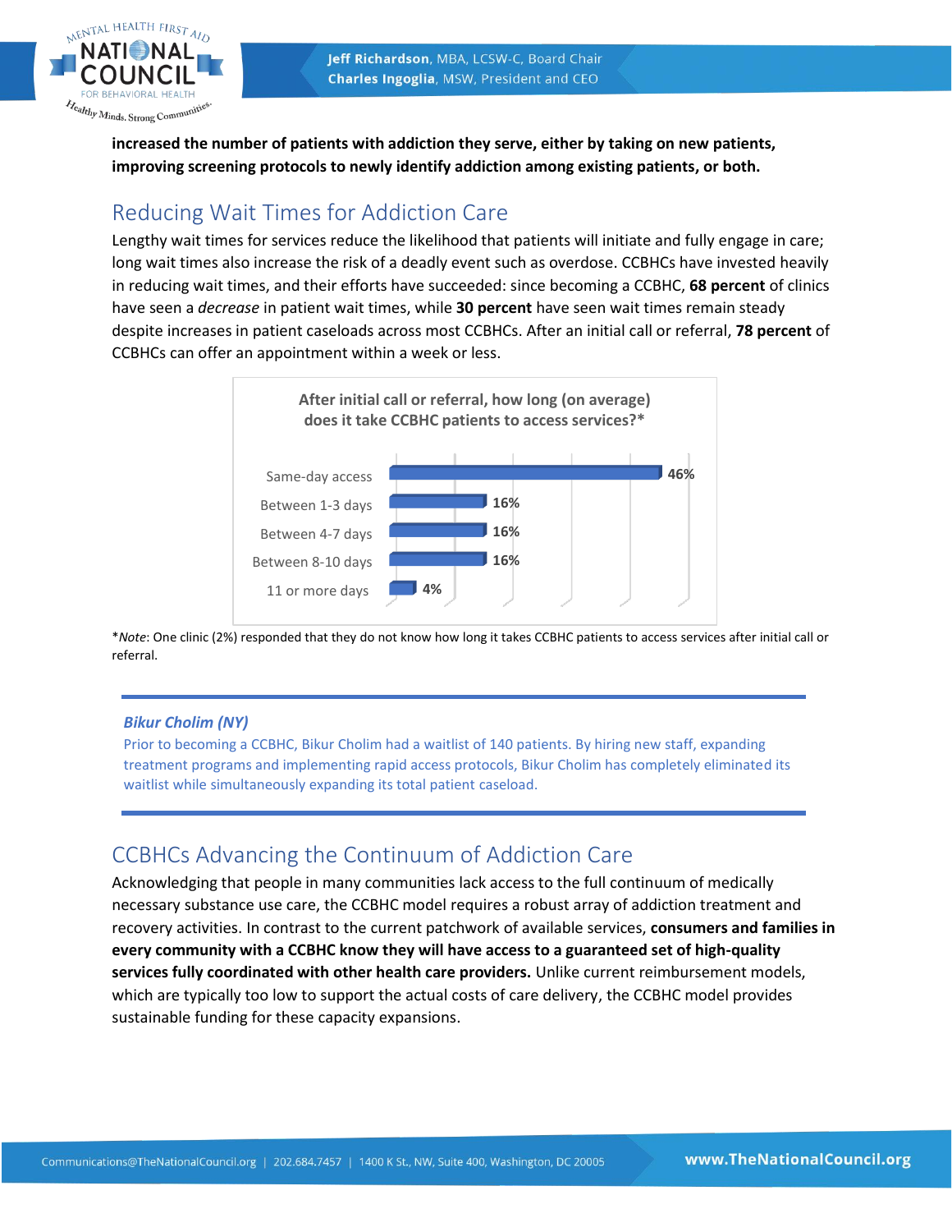**increased the number of patients with addiction they serve, either by taking on new patients, improving screening protocols to newly identify addiction among existing patients, or both.**

## Reducing Wait Times for Addiction Care

Lengthy wait times for services reduce the likelihood that patients will initiate and fully engage in care; long wait times also increase the risk of a deadly event such as overdose. CCBHCs have invested heavily in reducing wait times, and their efforts have succeeded: since becoming a CCBHC, **68 percent** of clinics have seen a *decrease* in patient wait times, while **30 percent** have seen wait times remain steady despite increases in patient caseloads across most CCBHCs. After an initial call or referral, **78 percent** of CCBHCs can offer an appointment within a week or less.

**After initial call or referral, how long (on average) does it take CCBHC patients to access services?***

| Time to access | Percent |
|---|---|
| Same-day access | 46% |
| Between 1-3 days | 16% |
| Between 4-7 days | 16% |
| Between 8-10 days | 16% |
| 11 or more days | 4% |

**Note*: One clinic (2%) responded that they do not know how long it takes CCBHC patients to access services after initial call or referral.

***Bikur Cholim (NY)***

Prior to becoming a CCBHC, Bikur Cholim had a waitlist of 140 patients. By hiring new staff, expanding treatment programs and implementing rapid access protocols, Bikur Cholim has completely eliminated its waitlist while simultaneously expanding its total patient caseload.

## CCBHCs Advancing the Continuum of Addiction Care

Acknowledging that people in many communities lack access to the full continuum of medically necessary substance use care, the CCBHC model requires a robust array of addiction treatment and recovery activities. In contrast to the current patchwork of available services, **consumers and families in every community with a CCBHC know they will have access to a guaranteed set of high-quality services fully coordinated with other health care providers.** Unlike current reimbursement models, which are typically too low to support the actual costs of care delivery, the CCBHC model provides sustainable funding for these capacity expansions.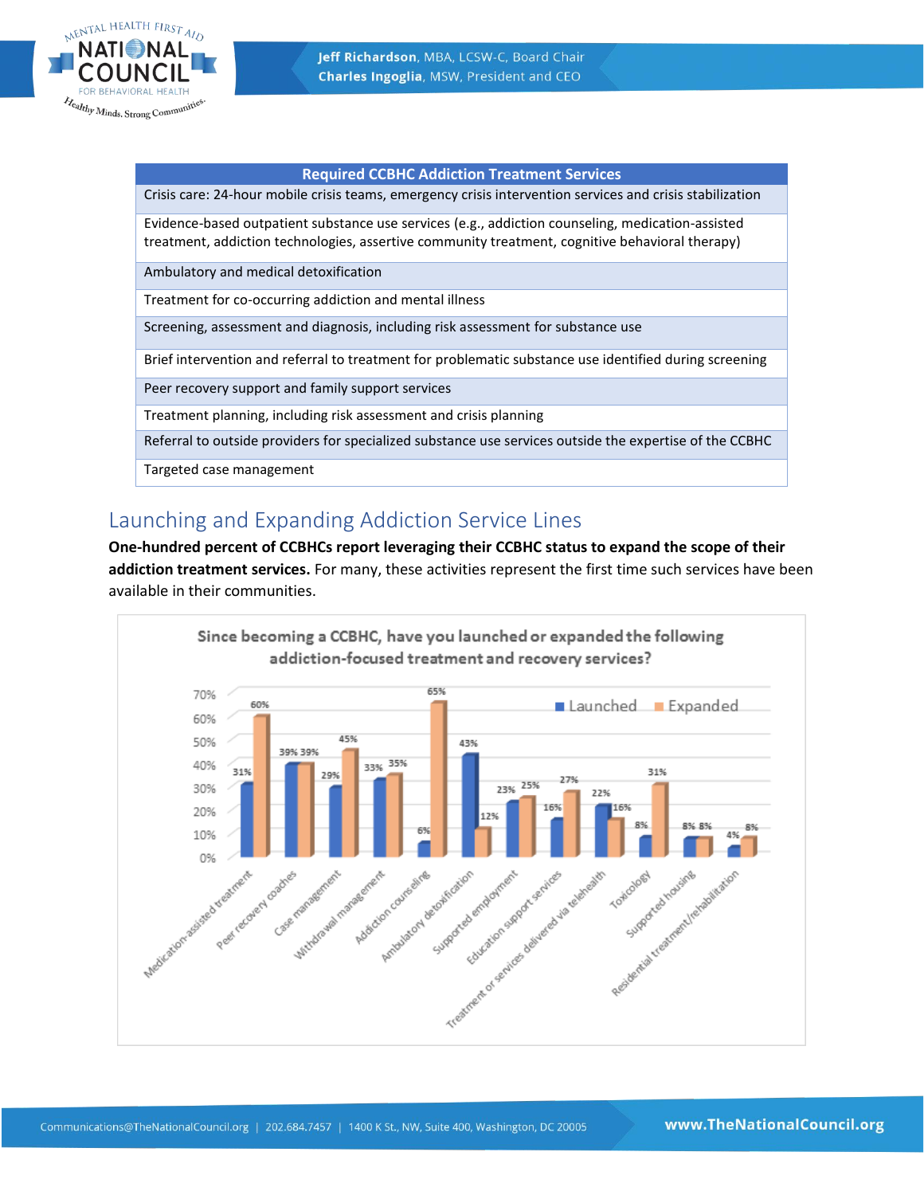| Required CCBHC Addiction Treatment Services |
|---|
| Crisis care: 24-hour mobile crisis teams, emergency crisis intervention services and crisis stabilization |
| Evidence-based outpatient substance use services (e.g., addiction counseling, medication-assisted treatment, addiction technologies, assertive community treatment, cognitive behavioral therapy) |
| Ambulatory and medical detoxification |
| Treatment for co-occurring addiction and mental illness |
| Screening, assessment and diagnosis, including risk assessment for substance use |
| Brief intervention and referral to treatment for problematic substance use identified during screening |
| Peer recovery support and family support services |
| Treatment planning, including risk assessment and crisis planning |
| Referral to outside providers for specialized substance use services outside the expertise of the CCBHC |
| Targeted case management |

## Launching and Expanding Addiction Service Lines

**One-hundred percent of CCBHCs report leveraging their CCBHC status to expand the scope of their addiction treatment services.** For many, these activities represent the first time such services have been available in their communities.

**Since becoming a CCBHC, have you launched or expanded the following addiction-focused treatment and recovery services?**

| Service | Launched | Expanded |
|---|---|---|
| Medication-assisted treatment | 31% | 60% |
| Peer recovery coaches | 39% | 39% |
| Case management | 29% | 45% |
| Withdrawal management | 33% | 35% |
| Addiction counseling | 6% | 65% |
| Ambulatory detoxification | 43% | 12% |
| Supported employment | 23% | 25% |
| Education support services | 16% | 27% |
| Treatment or services delivered via telehealth | 22% | 16% |
| Toxicology | 8% | 31% |
| Supported housing | 8% | 8% |
| Residential treatment/rehabilitation | 4% | 8% |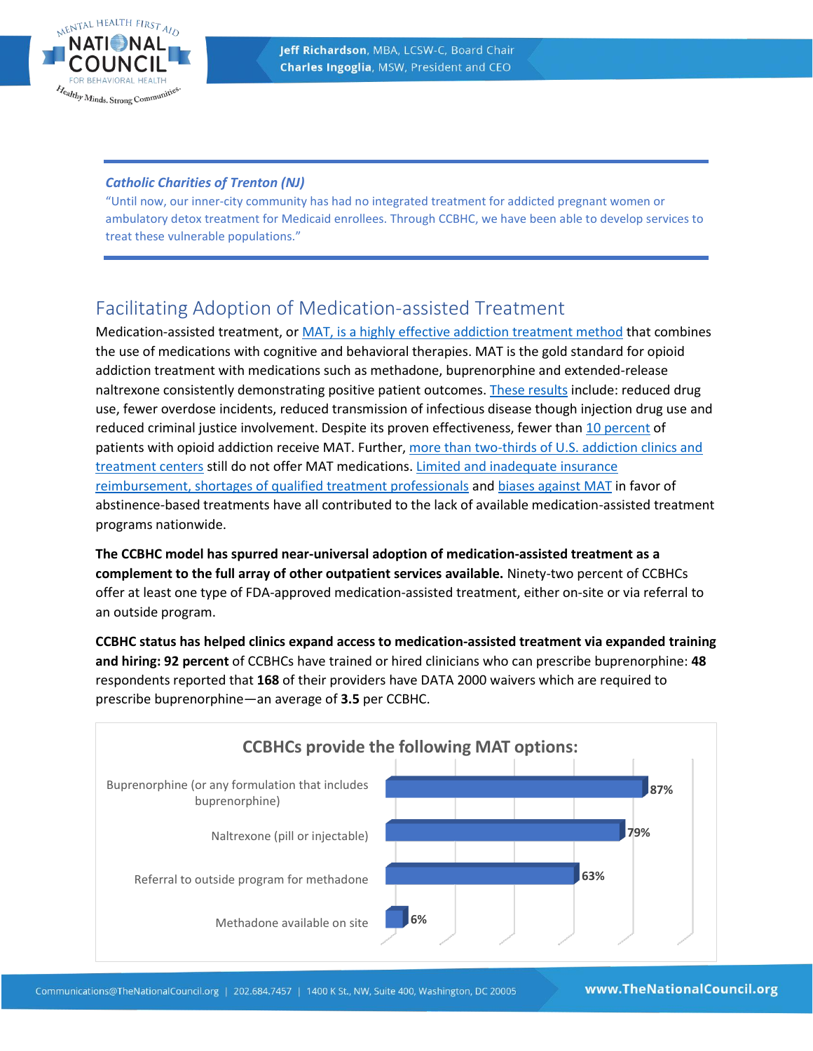*Catholic Charities of Trenton (NJ)*

"Until now, our inner-city community has had no integrated treatment for addicted pregnant women or ambulatory detox treatment for Medicaid enrollees. Through CCBHC, we have been able to develop services to treat these vulnerable populations."

## Facilitating Adoption of Medication-assisted Treatment

Medication-assisted treatment, or MAT, is a highly effective addiction treatment method that combines the use of medications with cognitive and behavioral therapies. MAT is the gold standard for opioid addiction treatment with medications such as methadone, buprenorphine and extended-release naltrexone consistently demonstrating positive patient outcomes. These results include: reduced drug use, fewer overdose incidents, reduced transmission of infectious disease though injection drug use and reduced criminal justice involvement. Despite its proven effectiveness, fewer than 10 percent of patients with opioid addiction receive MAT. Further, more than two-thirds of U.S. addiction clinics and treatment centers still do not offer MAT medications. Limited and inadequate insurance reimbursement, shortages of qualified treatment professionals and biases against MAT in favor of abstinence-based treatments have all contributed to the lack of available medication-assisted treatment programs nationwide.

**The CCBHC model has spurred near-universal adoption of medication-assisted treatment as a complement to the full array of other outpatient services available.** Ninety-two percent of CCBHCs offer at least one type of FDA-approved medication-assisted treatment, either on-site or via referral to an outside program.

**CCBHC status has helped clinics expand access to medication-assisted treatment via expanded training and hiring: 92 percent** of CCBHCs have trained or hired clinicians who can prescribe buprenorphine: **48** respondents reported that **168** of their providers have DATA 2000 waivers which are required to prescribe buprenorphine—an average of **3.5** per CCBHC.

**CCBHCs provide the following MAT options:**

| MAT option | Percent |
|---|---|
| Buprenorphine (or any formulation that includes buprenorphine) | 87% |
| Naltrexone (pill or injectable) | 79% |
| Referral to outside program for methadone | 63% |
| Methadone available on site | 6% |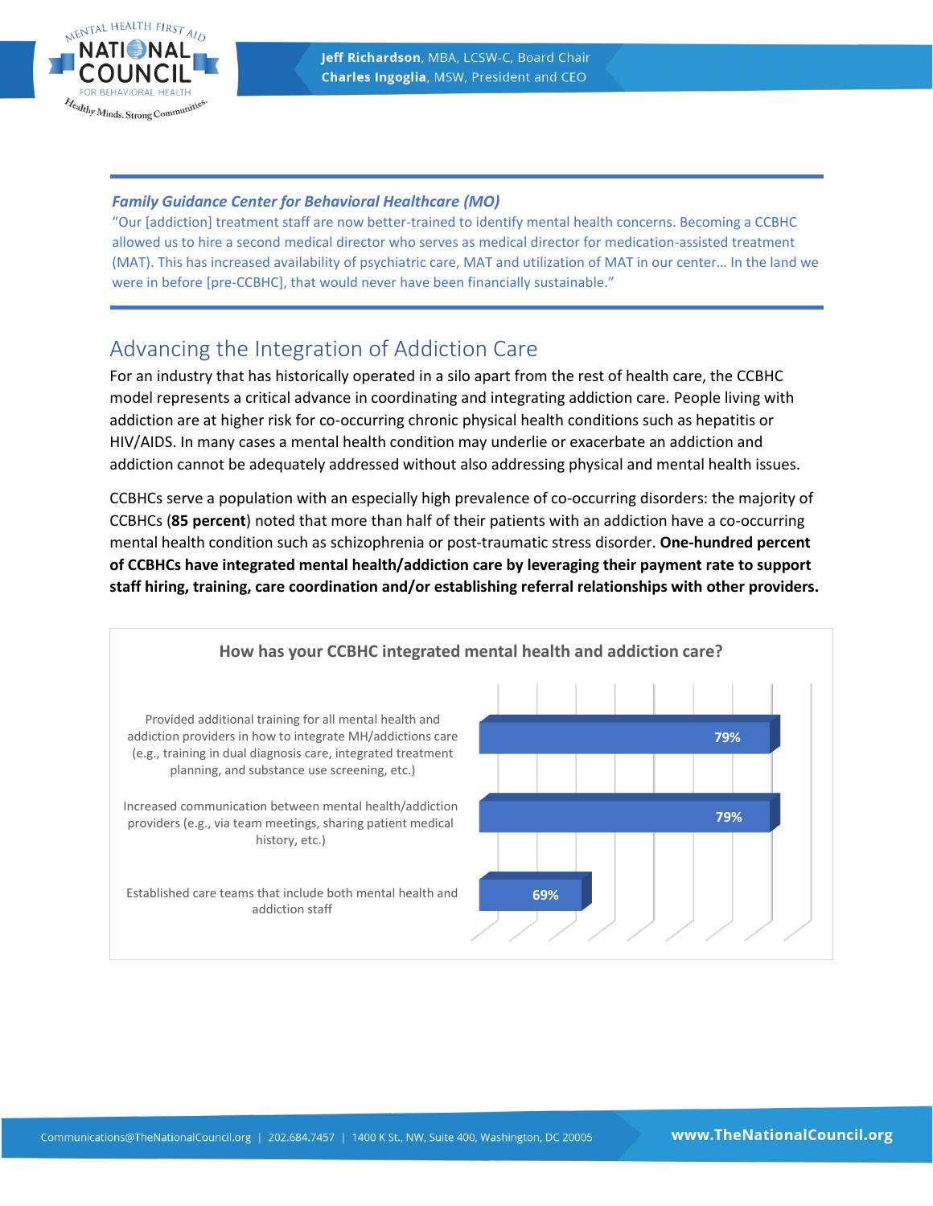***Family Guidance Center for Behavioral Healthcare (MO)***

"Our [addiction] treatment staff are now better-trained to identify mental health concerns. Becoming a CCBHC allowed us to hire a second medical director who serves as medical director for medication-assisted treatment (MAT). This has increased availability of psychiatric care, MAT and utilization of MAT in our center… In the land we were in before [pre-CCBHC], that would never have been financially sustainable."

## Advancing the Integration of Addiction Care

For an industry that has historically operated in a silo apart from the rest of health care, the CCBHC model represents a critical advance in coordinating and integrating addiction care. People living with addiction are at higher risk for co-occurring chronic physical health conditions such as hepatitis or HIV/AIDS. In many cases a mental health condition may underlie or exacerbate an addiction and addiction cannot be adequately addressed without also addressing physical and mental health issues.

CCBHCs serve a population with an especially high prevalence of co-occurring disorders: the majority of CCBHCs (**85 percent**) noted that more than half of their patients with an addiction have a co-occurring mental health condition such as schizophrenia or post-traumatic stress disorder. **One-hundred percent of CCBHCs have integrated mental health/addiction care by leveraging their payment rate to support staff hiring, training, care coordination and/or establishing referral relationships with other providers.**

**How has your CCBHC integrated mental health and addiction care?**

| Response | Percent |
| --- | --- |
| Provided additional training for all mental health and addiction providers in how to integrate MH/addictions care (e.g., training in dual diagnosis care, integrated treatment planning, and substance use screening, etc.) | 79% |
| Increased communication between mental health/addiction providers (e.g., via team meetings, sharing patient medical history, etc.) | 79% |
| Established care teams that include both mental health and addiction staff | 69% |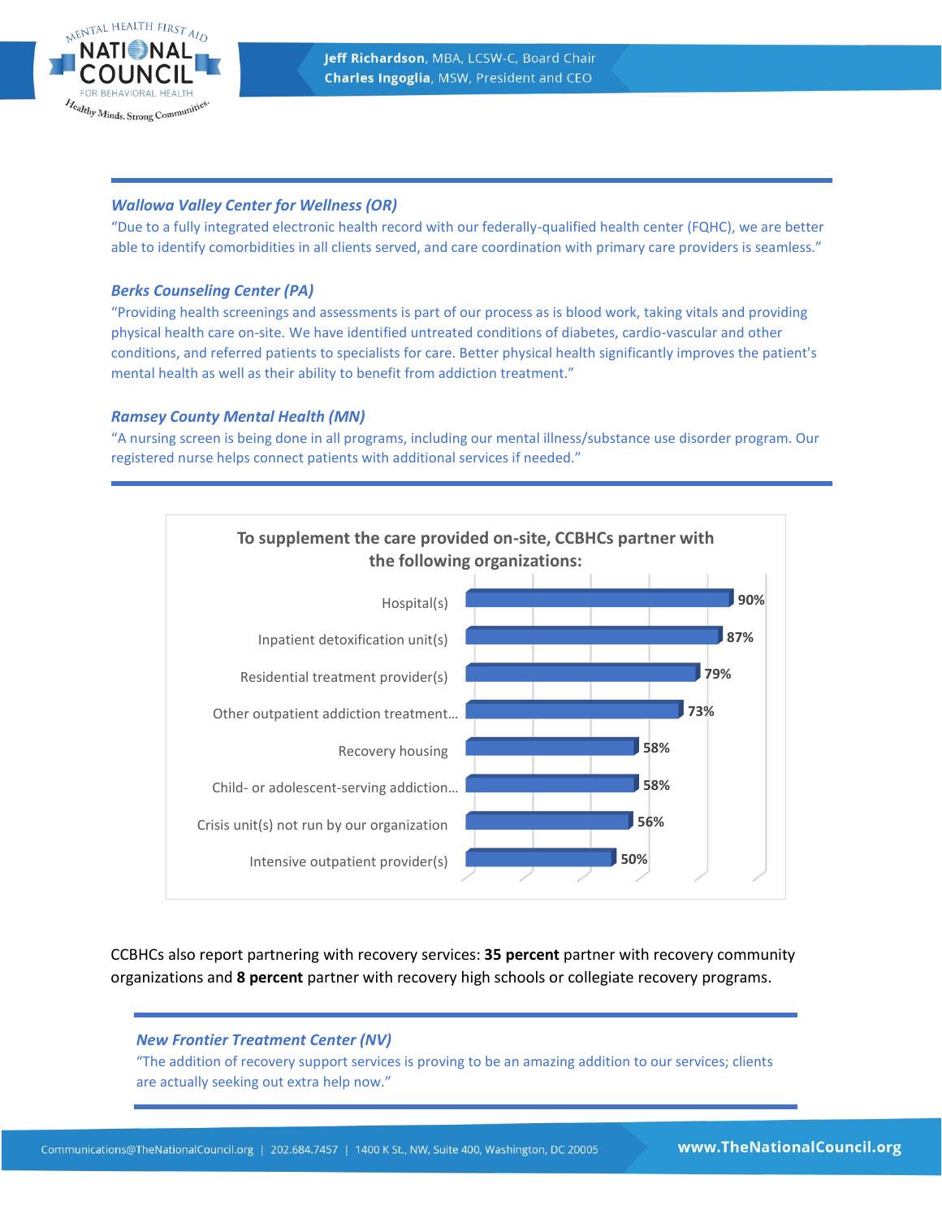### *Wallowa Valley Center for Wellness (OR)*

"Due to a fully integrated electronic health record with our federally-qualified health center (FQHC), we are better able to identify comorbidities in all clients served, and care coordination with primary care providers is seamless."

### *Berks Counseling Center (PA)*

"Providing health screenings and assessments is part of our process as is blood work, taking vitals and providing physical health care on-site. We have identified untreated conditions of diabetes, cardio-vascular and other conditions, and referred patients to specialists for care. Better physical health significantly improves the patient's mental health as well as their ability to benefit from addiction treatment."

### *Ramsey County Mental Health (MN)*

"A nursing screen is being done in all programs, including our mental illness/substance use disorder program. Our registered nurse helps connect patients with additional services if needed."

**To supplement the care provided on-site, CCBHCs partner with the following organizations:**

| Organization | Percent |
|---|---|
| Hospital(s) | 90% |
| Inpatient detoxification unit(s) | 87% |
| Residential treatment provider(s) | 79% |
| Other outpatient addiction treatment… | 73% |
| Recovery housing | 58% |
| Child- or adolescent-serving addiction… | 58% |
| Crisis unit(s) not run by our organization | 56% |
| Intensive outpatient provider(s) | 50% |

CCBHCs also report partnering with recovery services: **35 percent** partner with recovery community organizations and **8 percent** partner with recovery high schools or collegiate recovery programs.

### *New Frontier Treatment Center (NV)*

"The addition of recovery support services is proving to be an amazing addition to our services; clients are actually seeking out extra help now."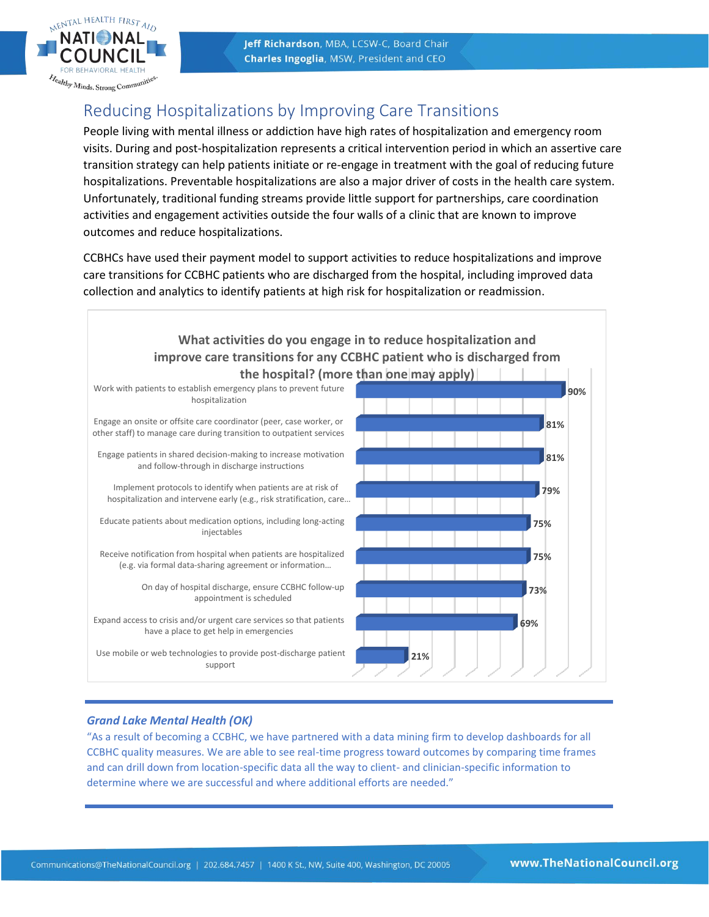## Reducing Hospitalizations by Improving Care Transitions

People living with mental illness or addiction have high rates of hospitalization and emergency room visits. During and post-hospitalization represents a critical intervention period in which an assertive care transition strategy can help patients initiate or re-engage in treatment with the goal of reducing future hospitalizations. Preventable hospitalizations are also a major driver of costs in the health care system. Unfortunately, traditional funding streams provide little support for partnerships, care coordination activities and engagement activities outside the four walls of a clinic that are known to improve outcomes and reduce hospitalizations.

CCBHCs have used their payment model to support activities to reduce hospitalizations and improve care transitions for CCBHC patients who are discharged from the hospital, including improved data collection and analytics to identify patients at high risk for hospitalization or readmission.

**What activities do you engage in to reduce hospitalization and improve care transitions for any CCBHC patient who is discharged from the hospital? (more than one may apply)**

| Activity | Percent |
| --- | --- |
| Work with patients to establish emergency plans to prevent future hospitalization | 90% |
| Engage an onsite or offsite care coordinator (peer, case worker, or other staff) to manage care during transition to outpatient services | 81% |
| Engage patients in shared decision-making to increase motivation and follow-through in discharge instructions | 81% |
| Implement protocols to identify when patients are at risk of hospitalization and intervene early (e.g., risk stratification, care… | 79% |
| Educate patients about medication options, including long-acting injectables | 75% |
| Receive notification from hospital when patients are hospitalized (e.g. via formal data-sharing agreement or information… | 75% |
| On day of hospital discharge, ensure CCBHC follow-up appointment is scheduled | 73% |
| Expand access to crisis and/or urgent care services so that patients have a place to get help in emergencies | 69% |
| Use mobile or web technologies to provide post-discharge patient support | 21% |

***Grand Lake Mental Health (OK)***

"As a result of becoming a CCBHC, we have partnered with a data mining firm to develop dashboards for all CCBHC quality measures. We are able to see real-time progress toward outcomes by comparing time frames and can drill down from location-specific data all the way to client- and clinician-specific information to determine where we are successful and where additional efforts are needed."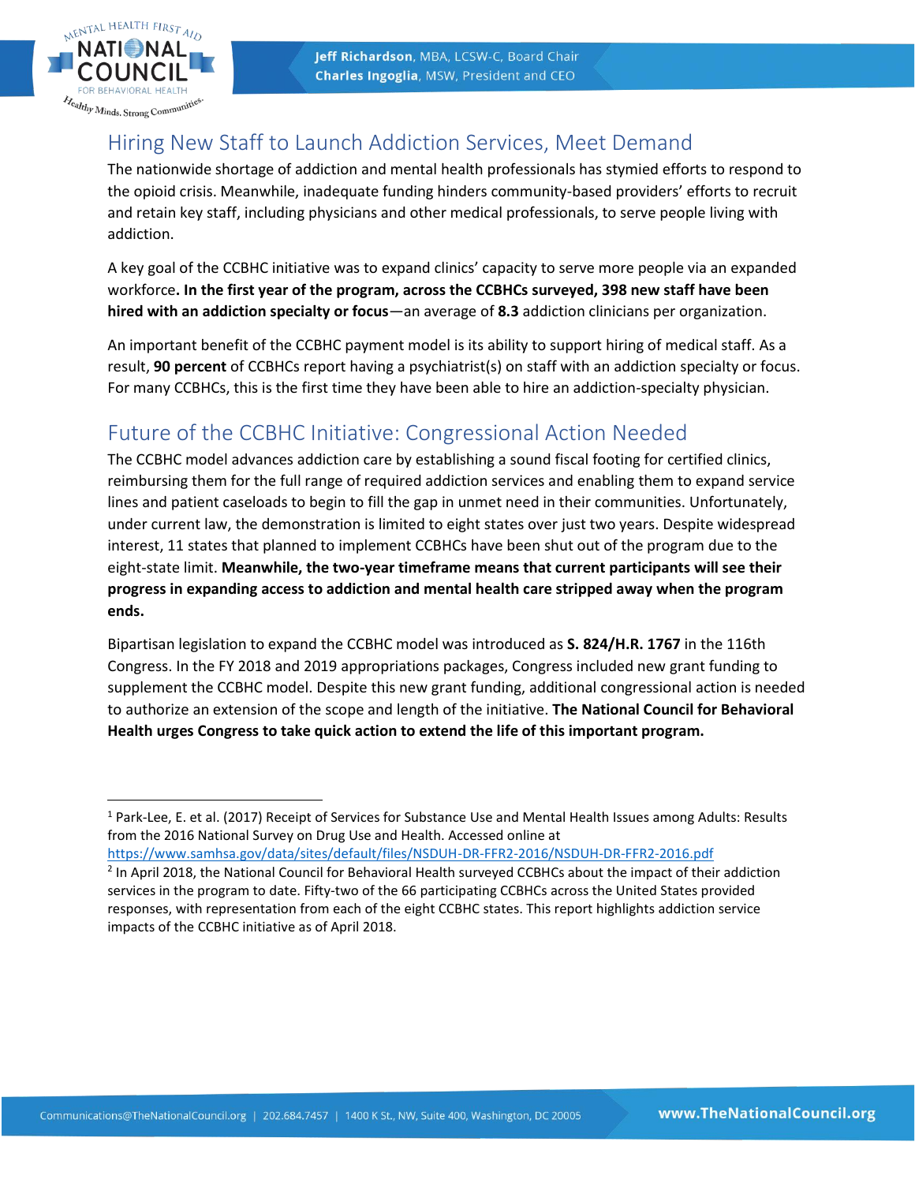## Hiring New Staff to Launch Addiction Services, Meet Demand

The nationwide shortage of addiction and mental health professionals has stymied efforts to respond to the opioid crisis. Meanwhile, inadequate funding hinders community-based providers' efforts to recruit and retain key staff, including physicians and other medical professionals, to serve people living with addiction.

A key goal of the CCBHC initiative was to expand clinics' capacity to serve more people via an expanded workforce**. In the first year of the program, across the CCBHCs surveyed, 398 new staff have been hired with an addiction specialty or focus**—an average of **8.3** addiction clinicians per organization.

An important benefit of the CCBHC payment model is its ability to support hiring of medical staff. As a result, **90 percent** of CCBHCs report having a psychiatrist(s) on staff with an addiction specialty or focus. For many CCBHCs, this is the first time they have been able to hire an addiction-specialty physician.

## Future of the CCBHC Initiative: Congressional Action Needed

The CCBHC model advances addiction care by establishing a sound fiscal footing for certified clinics, reimbursing them for the full range of required addiction services and enabling them to expand service lines and patient caseloads to begin to fill the gap in unmet need in their communities. Unfortunately, under current law, the demonstration is limited to eight states over just two years. Despite widespread interest, 11 states that planned to implement CCBHCs have been shut out of the program due to the eight-state limit. **Meanwhile, the two-year timeframe means that current participants will see their progress in expanding access to addiction and mental health care stripped away when the program ends.**

Bipartisan legislation to expand the CCBHC model was introduced as **S. 824/H.R. 1767** in the 116th Congress. In the FY 2018 and 2019 appropriations packages, Congress included new grant funding to supplement the CCBHC model. Despite this new grant funding, additional congressional action is needed to authorize an extension of the scope and length of the initiative. **The National Council for Behavioral Health urges Congress to take quick action to extend the life of this important program.**

---

[1] Park-Lee, E. et al. (2017) Receipt of Services for Substance Use and Mental Health Issues among Adults: Results from the 2016 National Survey on Drug Use and Health. Accessed online at https://www.samhsa.gov/data/sites/default/files/NSDUH-DR-FFR2-2016/NSDUH-DR-FFR2-2016.pdf

[2] In April 2018, the National Council for Behavioral Health surveyed CCBHCs about the impact of their addiction services in the program to date. Fifty-two of the 66 participating CCBHCs across the United States provided responses, with representation from each of the eight CCBHC states. This report highlights addiction service impacts of the CCBHC initiative as of April 2018.